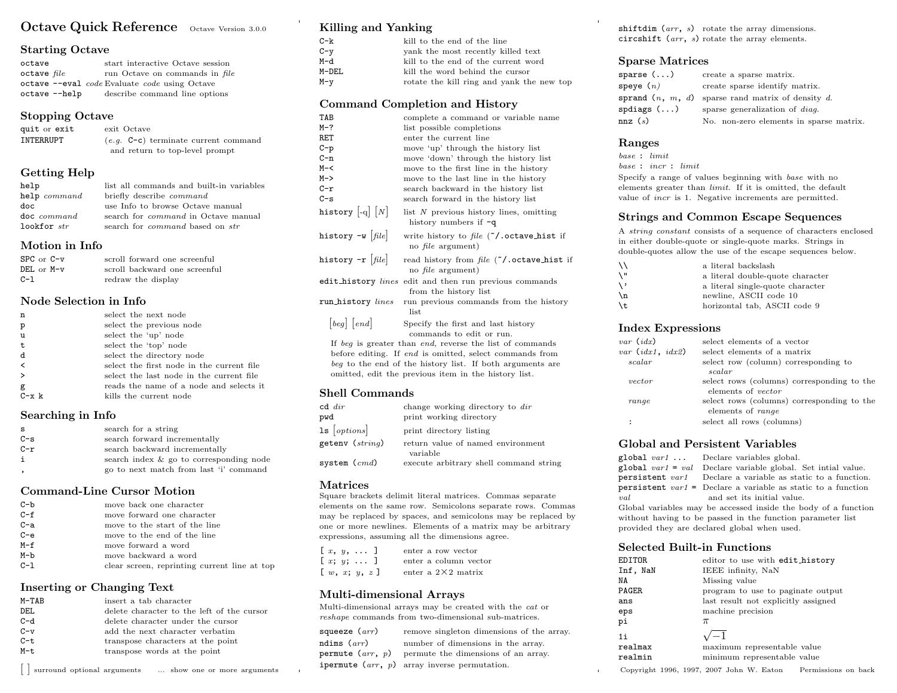# Octave Quick Reference

Octave Version 3.0.0

## Starting Octave

| | |
|---|---|
| `octave` | start interactive Octave session |
| `octave` *file* | run Octave on commands in *file* |
| `octave --eval` *code* | Evaluate *code* using Octave |
| `octave --help` | describe command line options |

## Stopping Octave

| | |
|---|---|
| `quit` or `exit` | exit Octave |
| `INTERRUPT` | (*e.g.* `C-c`) terminate current command and return to top-level prompt |

## Getting Help

| | |
|---|---|
| `help` | list all commands and built-in variables |
| `help` *command* | briefly describe *command* |
| `doc` | use Info to browse Octave manual |
| `doc` *command* | search for *command* in Octave manual |
| `lookfor` *str* | search for *command* based on *str* |

## Motion in Info

| | |
|---|---|
| `SPC` or `C-v` | scroll forward one screenful |
| `DEL` or `M-v` | scroll backward one screenful |
| `C-l` | redraw the display |

## Node Selection in Info

| | |
|---|---|
| `n` | select the next node |
| `p` | select the previous node |
| `u` | select the 'up' node |
| `t` | select the 'top' node |
| `d` | select the directory node |
| `<` | select the first node in the current file |
| `>` | select the last node in the current file |
| `g` | reads the name of a node and selects it |
| `C-x k` | kills the current node |

## Searching in Info

| | |
|---|---|
| `s` | search for a string |
| `C-s` | search forward incrementally |
| `C-r` | search backward incrementally |
| `i` | search index & go to corresponding node |
| `,` | go to next match from last 'i' command |

## Command-Line Cursor Motion

| | |
|---|---|
| `C-b` | move back one character |
| `C-f` | move forward one character |
| `C-a` | move to the start of the line |
| `C-e` | move to the end of the line |
| `M-f` | move forward a word |
| `M-b` | move backward a word |
| `C-l` | clear screen, reprinting current line at top |

## Inserting or Changing Text

| | |
|---|---|
| `M-TAB` | insert a tab character |
| `DEL` | delete character to the left of the cursor |
| `C-d` | delete character under the cursor |
| `C-v` | add the next character verbatim |
| `C-t` | transpose characters at the point |
| `M-t` | transpose words at the point |

[ ] surround optional arguments    ... show one or more arguments

## Killing and Yanking

| | |
|---|---|
| `C-k` | kill to the end of the line |
| `C-y` | yank the most recently killed text |
| `M-d` | kill to the end of the current word |
| `M-DEL` | kill the word behind the cursor |
| `M-y` | rotate the kill ring and yank the new top |

## Command Completion and History

| | |
|---|---|
| `TAB` | complete a command or variable name |
| `M-?` | list possible completions |
| `RET` | enter the current line |
| `C-p` | move 'up' through the history list |
| `C-n` | move 'down' through the history list |
| `M-<` | move to the first line in the history |
| `M->` | move to the last line in the history |
| `C-r` | search backward in the history list |
| `C-s` | search forward in the history list |
| `history` [-q] [*N*] | list *N* previous history lines, omitting history numbers if `-q` |
| `history -w` [*file*] | write history to *file* (`~/.octave_hist` if no *file* argument) |
| `history -r` [*file*] | read history from *file* (`~/.octave_hist` if no *file* argument) |
| `edit_history` *lines* | edit and then run previous commands from the history list |
| `run_history` *lines* | run previous commands from the history list |
| [*beg*] [*end*] | Specify the first and last history commands to edit or run. |

If *beg* is greater than *end*, reverse the list of commands before editing. If *end* is omitted, select commands from *beg* to the end of the history list. If both arguments are omitted, edit the previous item in the history list.

## Shell Commands

| | |
|---|---|
| `cd` *dir* | change working directory to *dir* |
| `pwd` | print working directory |
| `ls` [*options*] | print directory listing |
| `getenv` (*string*) | return value of named environment variable |
| `system` (*cmd*) | execute arbitrary shell command string |

## Matrices

Square brackets delimit literal matrices. Commas separate elements on the same row. Semicolons separate rows. Commas may be replaced by spaces, and semicolons may be replaced by one or more newlines. Elements of a matrix may be arbitrary expressions, assuming all the dimensions agree.

| | |
|---|---|
| `[` *x*, *y*, ... `]` | enter a row vector |
| `[` *x*; *y*; ... `]` | enter a column vector |
| `[` *w*, *x*; *y*, *z* `]` | enter a 2×2 matrix |

## Multi-dimensional Arrays

Multi-dimensional arrays may be created with the *cat* or *reshape* commands from two-dimensional sub-matrices.

| | |
|---|---|
| `squeeze` (*arr*) | remove singleton dimensions of the array. |
| `ndims` (*arr*) | number of dimensions in the array. |
| `permute` (*arr*, *p*) | permute the dimensions of an array. |
| `ipermute` (*arr*, *p*) | array inverse permutation. |
| `shiftdim` (*arr*, *s*) | rotate the array dimensions. |
| `circshift` (*arr*, *s*) | rotate the array elements. |

## Sparse Matrices

| | |
|---|---|
| `sparse` (...) | create a sparse matrix. |
| `speye` (*n*) | create sparse identify matrix. |
| `sprand` (*n*, *m*, *d*) | sparse rand matrix of density *d*. |
| `spdiags` (...) | sparse generalization of *diag*. |
| `nnz` (*s*) | No. non-zero elements in sparse matrix. |

## Ranges

*base* : *limit*

*base* : *incr* : *limit*

Specify a range of values beginning with *base* with no elements greater than *limit*. If it is omitted, the default value of *incr* is 1. Negative increments are permitted.

## Strings and Common Escape Sequences

A *string constant* consists of a sequence of characters enclosed in either double-quote or single-quote marks. Strings in double-quotes allow the use of the escape sequences below.

| | |
|---|---|
| `\\` | a literal backslash |
| `\"` | a literal double-quote character |
| `\'` | a literal single-quote character |
| `\n` | newline, ASCII code 10 |
| `\t` | horizontal tab, ASCII code 9 |

## Index Expressions

| | |
|---|---|
| *var* (*idx*) | select elements of a vector |
| *var* (*idx1*, *idx2*) | select elements of a matrix |
| *scalar* | select row (column) corresponding to *scalar* |
| *vector* | select rows (columns) corresponding to the elements of *vector* |
| *range* | select rows (columns) corresponding to the elements of *range* |
| `:` | select all rows (columns) |

## Global and Persistent Variables

| | |
|---|---|
| `global` *var1* ... | Declare variables global. |
| `global` *var1* `=` *val* | Declare variable global. Set intial value. |
| `persistent` *var1* | Declare a variable as static to a function. |
| `persistent` *var1* `=` *val* | Declare a variable as static to a function and set its initial value. |

Global variables may be accessed inside the body of a function without having to be passed in the function parameter list provided they are declared global when used.

## Selected Built-in Functions

| | |
|---|---|
| `EDITOR` | editor to use with `edit_history` |
| `Inf, NaN` | IEEE infinity, NaN |
| `NA` | Missing value |
| `PAGER` | program to use to paginate output |
| `ans` | last result not explicitly assigned |
| `eps` | machine precision |
| `pi` | $\pi$ |
| `1i` | $\sqrt{-1}$ |
| `realmax` | maximum representable value |
| `realmin` | minimum representable value |

Copyright 1996, 1997, 2007 John W. Eaton    Permissions on back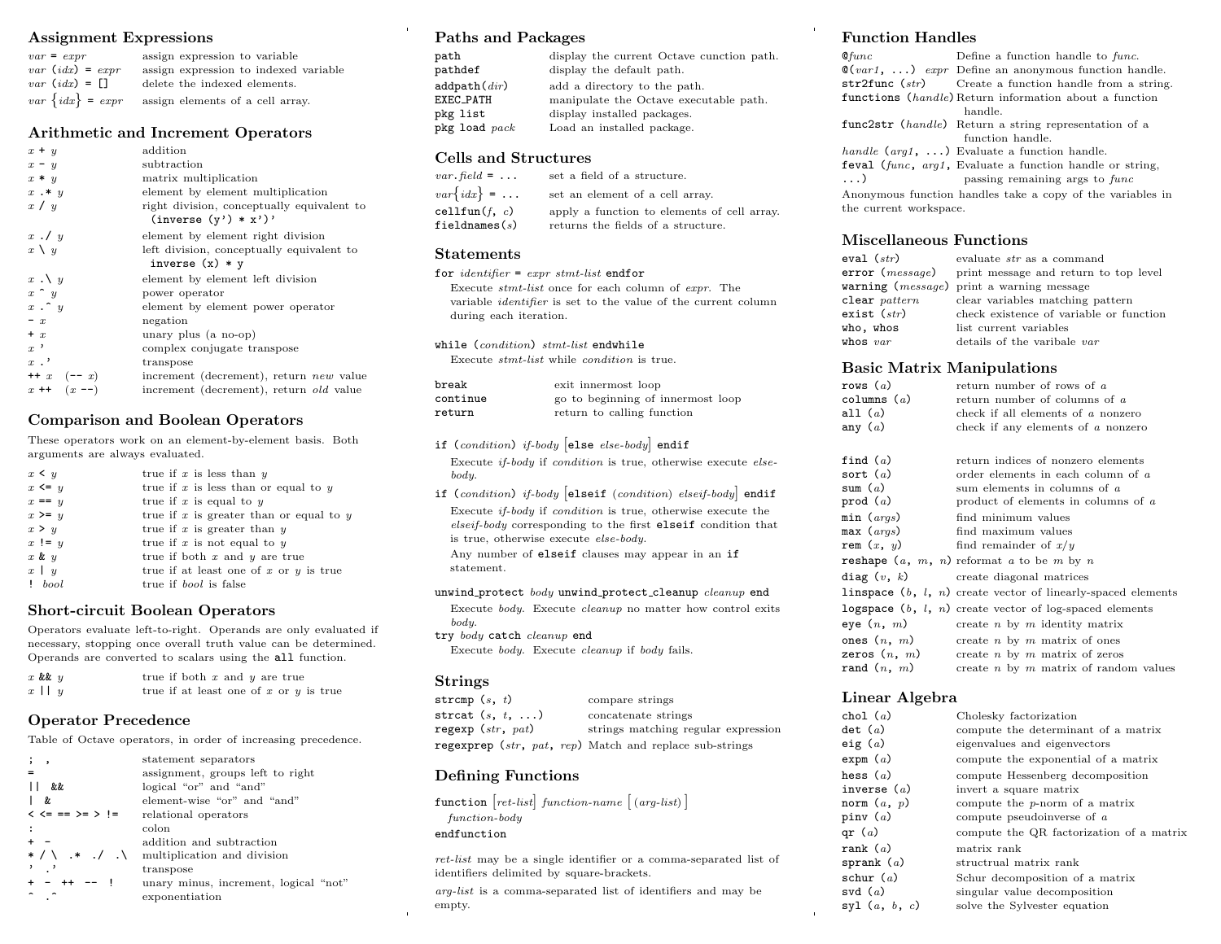## Assignment Expressions

| | |
|---|---|
| *var* = *expr* | assign expression to variable |
| *var* (*idx*) = *expr* | assign expression to indexed variable |
| *var* (*idx*) = [] | delete the indexed elements. |
| *var* {*idx*} = *expr* | assign elements of a cell array. |

## Arithmetic and Increment Operators

| | |
|---|---|
| *x* + *y* | addition |
| *x* - *y* | subtraction |
| *x* * *y* | matrix multiplication |
| *x* .* *y* | element by element multiplication |
| *x* / *y* | right division, conceptually equivalent to `(inverse (y') * x')'` |
| *x* ./ *y* | element by element right division |
| *x* \ *y* | left division, conceptually equivalent to `inverse (x) * y` |
| *x* .\ *y* | element by element left division |
| *x* ^ *y* | power operator |
| *x* .^ *y* | element by element power operator |
| - *x* | negation |
| + *x* | unary plus (a no-op) |
| *x* ' | complex conjugate transpose |
| *x* .' | transpose |
| ++ *x* (-- *x*) | increment (decrement), return *new* value |
| *x* ++ (*x* --) | increment (decrement), return *old* value |

## Comparison and Boolean Operators

These operators work on an element-by-element basis. Both arguments are always evaluated.

| | |
|---|---|
| *x* < *y* | true if *x* is less than *y* |
| *x* <= *y* | true if *x* is less than or equal to *y* |
| *x* == *y* | true if *x* is equal to *y* |
| *x* >= *y* | true if *x* is greater than or equal to *y* |
| *x* > *y* | true if *x* is greater than *y* |
| *x* != *y* | true if *x* is not equal to *y* |
| *x* & *y* | true if both *x* and *y* are true |
| *x* \| *y* | true if at least one of *x* or *y* is true |
| ! *bool* | true if *bool* is false |

## Short-circuit Boolean Operators

Operators evaluate left-to-right. Operands are only evaluated if necessary, stopping once overall truth value can be determined. Operands are converted to scalars using the `all` function.

| | |
|---|---|
| *x* && *y* | true if both *x* and *y* are true |
| *x* \|\| *y* | true if at least one of *x* or *y* is true |

## Operator Precedence

Table of Octave operators, in order of increasing precedence.

| | |
|---|---|
| ; , | statement separators |
| = | assignment, groups left to right |
| \|\| && | logical "or" and "and" |
| \| & | element-wise "or" and "and" |
| < <= == >= > != | relational operators |
| : | colon |
| + - | addition and subtraction |
| * / \ .* ./ .\ | multiplication and division |
| ' .' | transpose |
| + - ++ -- ! | unary minus, increment, logical "not" |
| ^ .^ | exponentiation |

## Paths and Packages

| | |
|---|---|
| `path` | display the current Octave cunction path. |
| `pathdef` | display the default path. |
| `addpath`(*dir*) | add a directory to the path. |
| `EXEC_PATH` | manipulate the Octave executable path. |
| `pkg list` | display installed packages. |
| `pkg load` *pack* | Load an installed package. |

## Cells and Structures

| | |
|---|---|
| *var*.*field* = ... | set a field of a structure. |
| *var*{*idx*} = ... | set an element of a cell array. |
| `cellfun`(*f*, *c*) | apply a function to elements of cell array. |
| `fieldnames`(*s*) | returns the fields of a structure. |

## Statements

`for` *identifier* = *expr* *stmt-list* `endfor`

Execute *stmt-list* once for each column of *expr*. The variable *identifier* is set to the value of the current column during each iteration.

`while` (*condition*) *stmt-list* `endwhile`

Execute *stmt-list* while *condition* is true.

| | |
|---|---|
| `break` | exit innermost loop |
| `continue` | go to beginning of innermost loop |
| `return` | return to calling function |

`if` (*condition*) *if-body* [`else` *else-body*] `endif`

Execute *if-body* if *condition* is true, otherwise execute *else-body*.

`if` (*condition*) *if-body* [`elseif` (*condition*) *elseif-body*] `endif`

Execute *if-body* if *condition* is true, otherwise execute the *elseif-body* corresponding to the first `elseif` condition that is true, otherwise execute *else-body*.

Any number of `elseif` clauses may appear in an `if` statement.

`unwind_protect` *body* `unwind_protect_cleanup` *cleanup* `end`

Execute *body*. Execute *cleanup* no matter how control exits *body*.

`try` *body* `catch` *cleanup* `end`

Execute *body*. Execute *cleanup* if *body* fails.

## Strings

| | |
|---|---|
| `strcmp` (*s*, *t*) | compare strings |
| `strcat` (*s*, *t*, ...) | concatenate strings |
| `regexp` (*str*, *pat*) | strings matching regular expression |
| `regexprep` (*str*, *pat*, *rep*) | Match and replace sub-strings |

## Defining Functions

`function` [*ret-list*] *function-name* [(*arg-list*)]
*function-body*
`endfunction`

*ret-list* may be a single identifier or a comma-separated list of identifiers delimited by square-brackets.

*arg-list* is a comma-separated list of identifiers and may be empty.

## Function Handles

| | |
|---|---|
| @*func* | Define a function handle to *func*. |
| @(*var1*, ...) *expr* | Define an anonymous function handle. |
| `str2func` (*str*) | Create a function handle from a string. |
| `functions` (*handle*) | Return information about a function handle. |
| `func2str` (*handle*) | Return a string representation of a function handle. |
| *handle* (*arg1*, ...) | Evaluate a function handle. |
| `feval` (*func*, *arg1*, ...) | Evaluate a function handle or string, passing remaining args to *func* |

Anonymous function handles take a copy of the variables in the current workspace.

## Miscellaneous Functions

| | |
|---|---|
| `eval` (*str*) | evaluate *str* as a command |
| `error` (*message*) | print message and return to top level |
| `warning` (*message*) | print a warning message |
| `clear` *pattern* | clear variables matching pattern |
| `exist` (*str*) | check existence of variable or function |
| `who, whos` | list current variables |
| `whos` *var* | details of the varibale *var* |

## Basic Matrix Manipulations

| | |
|---|---|
| `rows` (*a*) | return number of rows of *a* |
| `columns` (*a*) | return number of columns of *a* |
| `all` (*a*) | check if all elements of *a* nonzero |
| `any` (*a*) | check if any elements of *a* nonzero |
| `find` (*a*) | return indices of nonzero elements |
| `sort` (*a*) | order elements in each column of *a* |
| `sum` (*a*) | sum elements in columns of *a* |
| `prod` (*a*) | product of elements in columns of *a* |
| `min` (*args*) | find minimum values |
| `max` (*args*) | find maximum values |
| `rem` (*x*, *y*) | find remainder of *x*/*y* |
| `reshape` (*a*, *m*, *n*) | reformat *a* to be *m* by *n* |
| `diag` (*v*, *k*) | create diagonal matrices |
| `linspace` (*b*, *l*, *n*) | create vector of linearly-spaced elements |
| `logspace` (*b*, *l*, *n*) | create vector of log-spaced elements |
| `eye` (*n*, *m*) | create *n* by *m* identity matrix |
| `ones` (*n*, *m*) | create *n* by *m* matrix of ones |
| `zeros` (*n*, *m*) | create *n* by *m* matrix of zeros |
| `rand` (*n*, *m*) | create *n* by *m* matrix of random values |

## Linear Algebra

| | |
|---|---|
| `chol` (*a*) | Cholesky factorization |
| `det` (*a*) | compute the determinant of a matrix |
| `eig` (*a*) | eigenvalues and eigenvectors |
| `expm` (*a*) | compute the exponential of a matrix |
| `hess` (*a*) | compute Hessenberg decomposition |
| `inverse` (*a*) | invert a square matrix |
| `norm` (*a*, *p*) | compute the *p*-norm of a matrix |
| `pinv` (*a*) | compute pseudoinverse of *a* |
| `qr` (*a*) | compute the QR factorization of a matrix |
| `rank` (*a*) | matrix rank |
| `sprank` (*a*) | structrual matrix rank |
| `schur` (*a*) | Schur decomposition of a matrix |
| `svd` (*a*) | singular value decomposition |
| `syl` (*a*, *b*, *c*) | solve the Sylvester equation |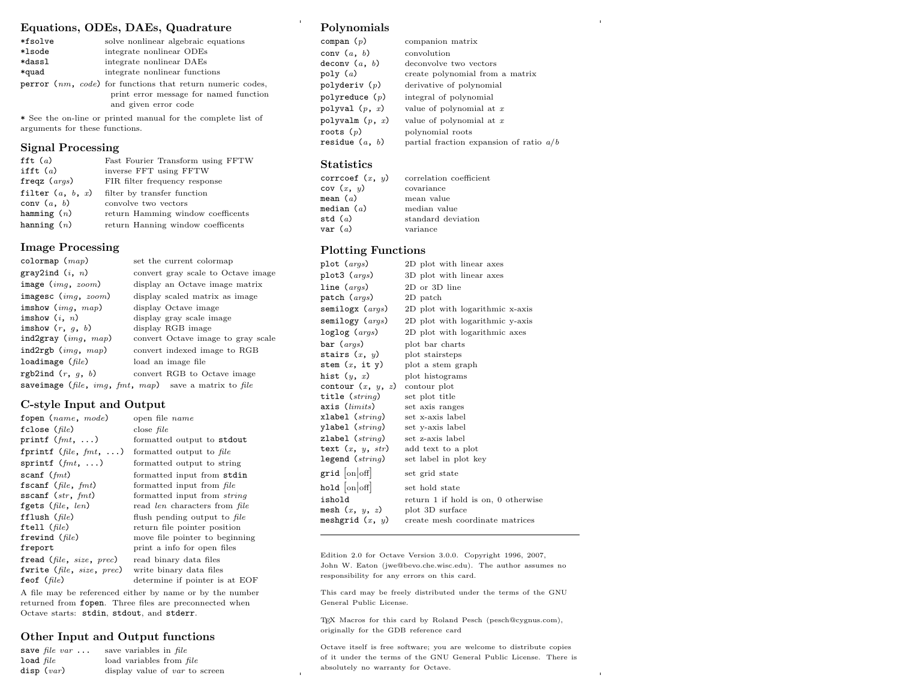## Equations, ODEs, DAEs, Quadrature

| | |
|---|---|
| `*fsolve` | solve nonlinear algebraic equations |
| `*lsode` | integrate nonlinear ODEs |
| `*dassl` | integrate nonlinear DAEs |
| `*quad` | integrate nonlinear functions |
| `perror` (*nm*, *code*) | for functions that return numeric codes, print error message for named function and given error code |

\* See the on-line or printed manual for the complete list of arguments for these functions.

## Signal Processing

| | |
|---|---|
| `fft` (*a*) | Fast Fourier Transform using FFTW |
| `ifft` (*a*) | inverse FFT using FFTW |
| `freqz` (*args*) | FIR filter frequency response |
| `filter` (*a*, *b*, *x*) | filter by transfer function |
| `conv` (*a*, *b*) | convolve two vectors |
| `hamming` (*n*) | return Hamming window coefficents |
| `hanning` (*n*) | return Hanning window coefficents |

## Image Processing

| | |
|---|---|
| `colormap` (*map*) | set the current colormap |
| `gray2ind` (*i*, *n*) | convert gray scale to Octave image |
| `image` (*img*, *zoom*) | display an Octave image matrix |
| `imagesc` (*img*, *zoom*) | display scaled matrix as image |
| `imshow` (*img*, *map*) | display Octave image |
| `imshow` (*i*, *n*) | display gray scale image |
| `imshow` (*r*, *g*, *b*) | display RGB image |
| `ind2gray` (*img*, *map*) | convert Octave image to gray scale |
| `ind2rgb` (*img*, *map*) | convert indexed image to RGB |
| `loadimage` (*file*) | load an image file |
| `rgb2ind` (*r*, *g*, *b*) | convert RGB to Octave image |
| `saveimage` (*file*, *img*, *fmt*, *map*) | save a matrix to *file* |

## C-style Input and Output

| | |
|---|---|
| `fopen` (*name*, *mode*) | open file *name* |
| `fclose` (*file*) | close *file* |
| `printf` (*fmt*, ...) | formatted output to `stdout` |
| `fprintf` (*file*, *fmt*, ...) | formatted output to *file* |
| `sprintf` (*fmt*, ...) | formatted output to string |
| `scanf` (*fmt*) | formatted input from `stdin` |
| `fscanf` (*file*, *fmt*) | formatted input from *file* |
| `sscanf` (*str*, *fmt*) | formatted input from *string* |
| `fgets` (*file*, *len*) | read *len* characters from *file* |
| `fflush` (*file*) | flush pending output to *file* |
| `ftell` (*file*) | return file pointer position |
| `frewind` (*file*) | move file pointer to beginning |
| `freport` | print a info for open files |
| `fread` (*file*, *size*, *prec*) | read binary data files |
| `fwrite` (*file*, *size*, *prec*) | write binary data files |
| `feof` (*file*) | determine if pointer is at EOF |

A file may be referenced either by name or by the number returned from `fopen`. Three files are preconnected when Octave starts: `stdin`, `stdout`, and `stderr`.

## Other Input and Output functions

| | |
|---|---|
| `save` *file var* ... | save variables in *file* |
| `load` *file* | load variables from *file* |
| `disp` (*var*) | display value of *var* to screen |

## Polynomials

| | |
|---|---|
| `compan` (*p*) | companion matrix |
| `conv` (*a*, *b*) | convolution |
| `deconv` (*a*, *b*) | deconvolve two vectors |
| `poly` (*a*) | create polynomial from a matrix |
| `polyderiv` (*p*) | derivative of polynomial |
| `polyreduce` (*p*) | integral of polynomial |
| `polyval` (*p*, *x*) | value of polynomial at *x* |
| `polyvalm` (*p*, *x*) | value of polynomial at *x* |
| `roots` (*p*) | polynomial roots |
| `residue` (*a*, *b*) | partial fraction expansion of ratio $a/b$ |

## Statistics

| | |
|---|---|
| `corrcoef` (*x*, *y*) | correlation coefficient |
| `cov` (*x*, *y*) | covariance |
| `mean` (*a*) | mean value |
| `median` (*a*) | median value |
| `std` (*a*) | standard deviation |
| `var` (*a*) | variance |

## Plotting Functions

| | |
|---|---|
| `plot` (*args*) | 2D plot with linear axes |
| `plot3` (*args*) | 3D plot with linear axes |
| `line` (*args*) | 2D or 3D line |
| `patch` (*args*) | 2D patch |
| `semilogx` (*args*) | 2D plot with logarithmic x-axis |
| `semilogy` (*args*) | 2D plot with logarithmic y-axis |
| `loglog` (*args*) | 2D plot with logarithmic axes |
| `bar` (*args*) | plot bar charts |
| `stairs` (*x*, *y*) | plot stairsteps |
| `stem` (*x*, it y) | plot a stem graph |
| `hist` (*y*, *x*) | plot histograms |
| `contour` (*x*, *y*, *z*) | contour plot |
| `title` (*string*) | set plot title |
| `axis` (*limits*) | set axis ranges |
| `xlabel` (*string*) | set x-axis label |
| `ylabel` (*string*) | set y-axis label |
| `zlabel` (*string*) | set z-axis label |
| `text` (*x*, *y*, *str*) | add text to a plot |
| `legend` (*string*) | set label in plot key |
| `grid` [on\|off] | set grid state |
| `hold` [on\|off] | set hold state |
| `ishold` | return 1 if hold is on, 0 otherwise |
| `mesh` (*x*, *y*, *z*) | plot 3D surface |
| `meshgrid` (*x*, *y*) | create mesh coordinate matrices |

---

Edition 2.0 for Octave Version 3.0.0. Copyright 1996, 2007, John W. Eaton (jwe@bevo.che.wisc.edu). The author assumes no responsibility for any errors on this card.

This card may be freely distributed under the terms of the GNU General Public License.

TEX Macros for this card by Roland Pesch (pesch@cygnus.com), originally for the GDB reference card

Octave itself is free software; you are welcome to distribute copies of it under the terms of the GNU General Public License. There is absolutely no warranty for Octave.